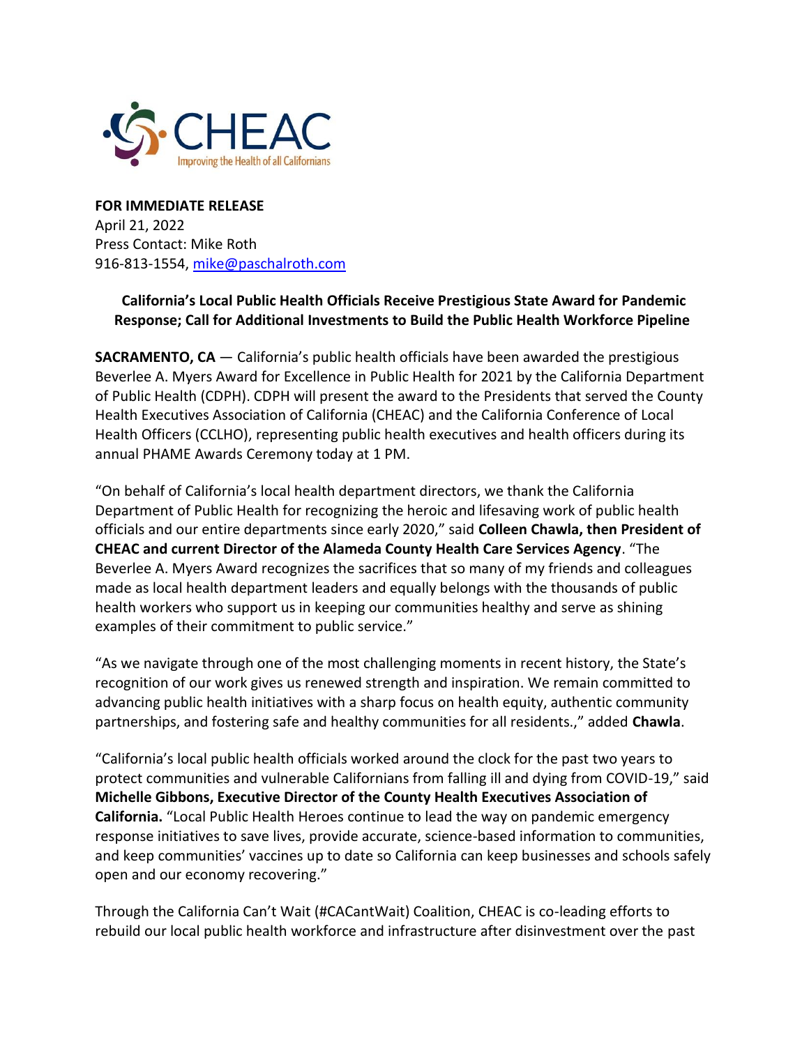CHEAC

Improving the Health of all Californians

**FOR IMMEDIATE RELEASE**
April 21, 2022
Press Contact: Mike Roth
916-813-1554, [mike@paschalroth.com](mailto:mike@paschalroth.com)

**California's Local Public Health Officials Receive Prestigious State Award for Pandemic Response; Call for Additional Investments to Build the Public Health Workforce Pipeline**

**SACRAMENTO, CA** — California's public health officials have been awarded the prestigious Beverlee A. Myers Award for Excellence in Public Health for 2021 by the California Department of Public Health (CDPH). CDPH will present the award to the Presidents that served the County Health Executives Association of California (CHEAC) and the California Conference of Local Health Officers (CCLHO), representing public health executives and health officers during its annual PHAME Awards Ceremony today at 1 PM.

"On behalf of California's local health department directors, we thank the California Department of Public Health for recognizing the heroic and lifesaving work of public health officials and our entire departments since early 2020," said **Colleen Chawla, then President of CHEAC and current Director of the Alameda County Health Care Services Agency**. "The Beverlee A. Myers Award recognizes the sacrifices that so many of my friends and colleagues made as local health department leaders and equally belongs with the thousands of public health workers who support us in keeping our communities healthy and serve as shining examples of their commitment to public service."

"As we navigate through one of the most challenging moments in recent history, the State's recognition of our work gives us renewed strength and inspiration. We remain committed to advancing public health initiatives with a sharp focus on health equity, authentic community partnerships, and fostering safe and healthy communities for all residents.," added **Chawla**.

"California's local public health officials worked around the clock for the past two years to protect communities and vulnerable Californians from falling ill and dying from COVID-19," said **Michelle Gibbons, Executive Director of the County Health Executives Association of California.** "Local Public Health Heroes continue to lead the way on pandemic emergency response initiatives to save lives, provide accurate, science-based information to communities, and keep communities' vaccines up to date so California can keep businesses and schools safely open and our economy recovering."

Through the California Can't Wait (#CACantWait) Coalition, CHEAC is co-leading efforts to rebuild our local public health workforce and infrastructure after disinvestment over the past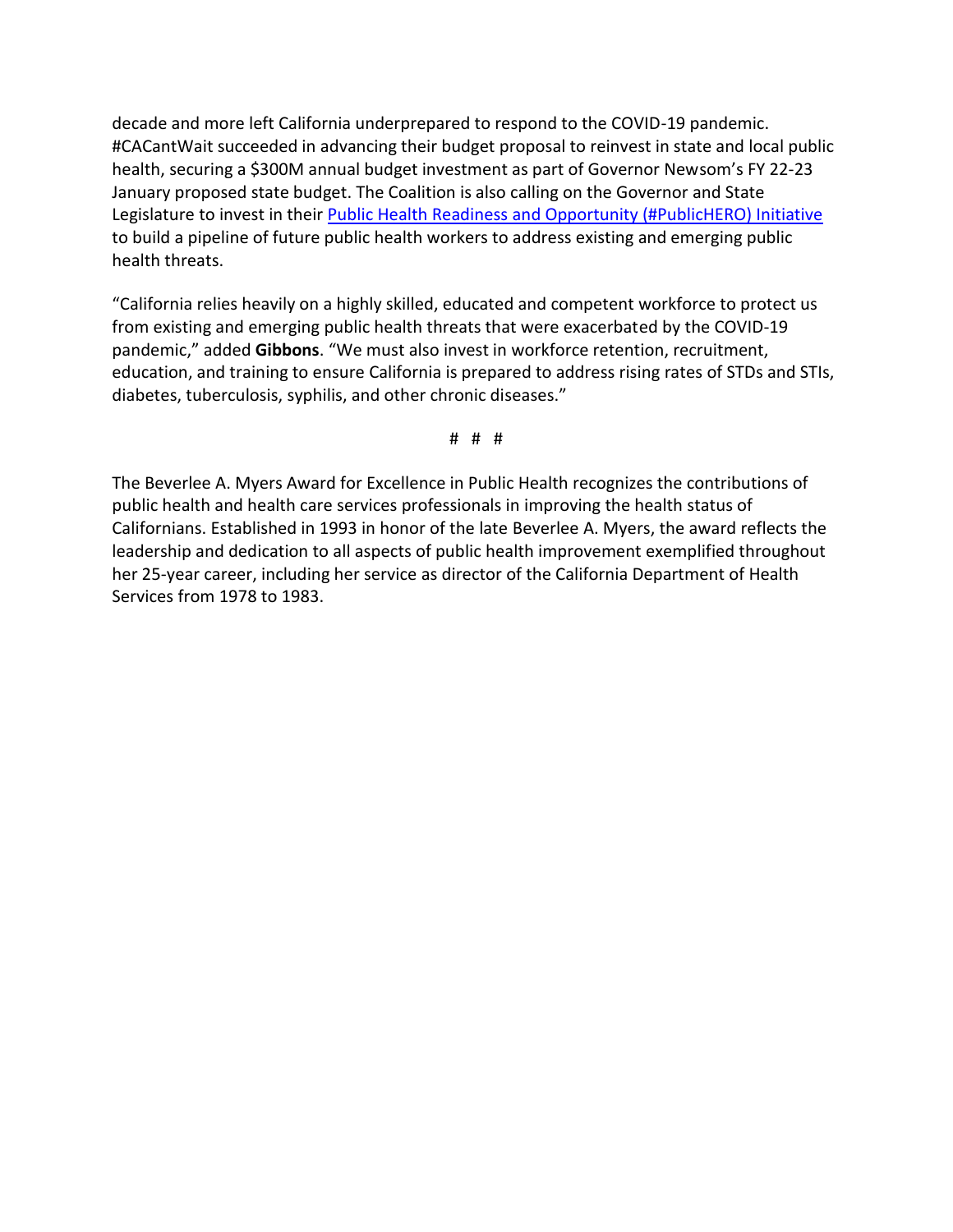decade and more left California underprepared to respond to the COVID-19 pandemic. #CACantWait succeeded in advancing their budget proposal to reinvest in state and local public health, securing a $300M annual budget investment as part of Governor Newsom's FY 22-23 January proposed state budget. The Coalition is also calling on the Governor and State Legislature to invest in their Public Health Readiness and Opportunity (#PublicHERO) Initiative to build a pipeline of future public health workers to address existing and emerging public health threats.

"California relies heavily on a highly skilled, educated and competent workforce to protect us from existing and emerging public health threats that were exacerbated by the COVID-19 pandemic," added **Gibbons**. "We must also invest in workforce retention, recruitment, education, and training to ensure California is prepared to address rising rates of STDs and STIs, diabetes, tuberculosis, syphilis, and other chronic diseases."

# # #

The Beverlee A. Myers Award for Excellence in Public Health recognizes the contributions of public health and health care services professionals in improving the health status of Californians. Established in 1993 in honor of the late Beverlee A. Myers, the award reflects the leadership and dedication to all aspects of public health improvement exemplified throughout her 25-year career, including her service as director of the California Department of Health Services from 1978 to 1983.